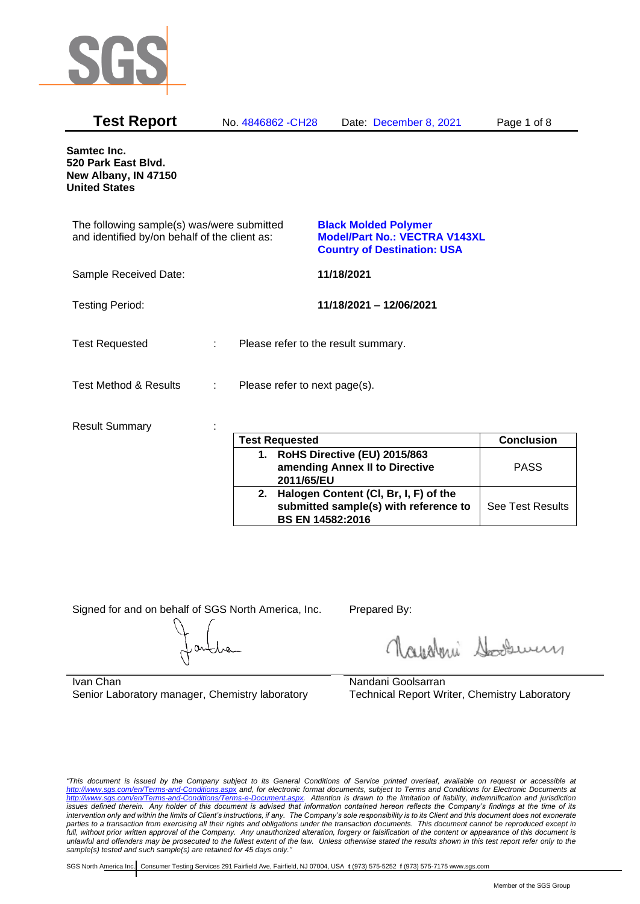**Test Report** No. 4846862 -CH28 Date: December 8, 2021

**Samtec Inc.**
**520 Park East Blvd.**
**New Albany, IN 47150**
**United States**

The following sample(s) was/were submitted and identified by/on behalf of the client as:

**Black Molded Polymer**
**Model/Part No.: VECTRA V143XL**
**Country of Destination: USA**

Sample Received Date: **11/18/2021**

Testing Period: **11/18/2021 – 12/06/2021**

Test Requested : Please refer to the result summary.

Test Method & Results : Please refer to next page(s).

Result Summary :

| Test Requested | Conclusion |
|---|---|
| **1. RoHS Directive (EU) 2015/863 amending Annex II to Directive 2011/65/EU** | PASS |
| **2. Halogen Content (Cl, Br, I, F) of the submitted sample(s) with reference to BS EN 14582:2016** | See Test Results |

Signed for and on behalf of SGS North America, Inc.

Ivan Chan
Senior Laboratory manager, Chemistry laboratory

Prepared By:

Nandani Goolsarran
Technical Report Writer, Chemistry Laboratory

*"This document is issued by the Company subject to its General Conditions of Service printed overleaf, available on request or accessible at http://www.sgs.com/en/Terms-and-Conditions.aspx and, for electronic format documents, subject to Terms and Conditions for Electronic Documents at http://www.sgs.com/en/Terms-and-Conditions/Terms-e-Document.aspx. Attention is drawn to the limitation of liability, indemnification and jurisdiction issues defined therein. Any holder of this document is advised that information contained hereon reflects the Company's findings at the time of its intervention only and within the limits of Client's instructions, if any. The Company's sole responsibility is to its Client and this document does not exonerate parties to a transaction from exercising all their rights and obligations under the transaction documents. This document cannot be reproduced except in full, without prior written approval of the Company. Any unauthorized alteration, forgery or falsification of the content or appearance of this document is unlawful and offenders may be prosecuted to the fullest extent of the law. Unless otherwise stated the results shown in this test report refer only to the sample(s) tested and such sample(s) are retained for 45 days only."*

SGS North America Inc. | Consumer Testing Services 291 Fairfield Ave, Fairfield, NJ 07004, USA **t** (973) 575-5252 **f** (973) 575-7175 www.sgs.com

Member of the SGS Group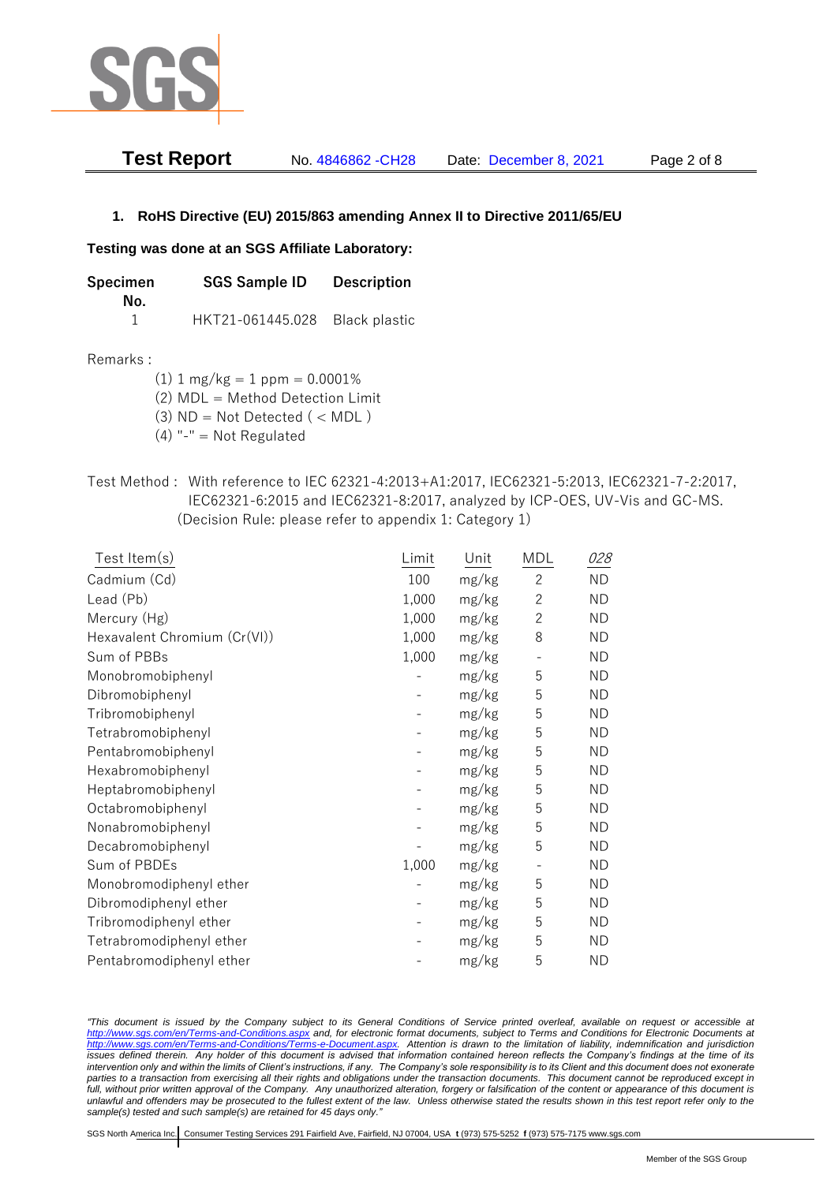### 1. RoHS Directive (EU) 2015/863 amending Annex II to Directive 2011/65/EU

**Testing was done at an SGS Affiliate Laboratory:**

| Specimen No. | SGS Sample ID | Description |
|---|---|---|
| 1 | HKT21-061445.028 | Black plastic |

Remarks :

(1) 1 mg/kg = 1 ppm = 0.0001%
(2) MDL = Method Detection Limit
(3) ND = Not Detected ( < MDL )
(4) "-" = Not Regulated

Test Method : With reference to IEC 62321-4:2013+A1:2017, IEC62321-5:2013, IEC62321-7-2:2017, IEC62321-6:2015 and IEC62321-8:2017, analyzed by ICP-OES, UV-Vis and GC-MS. (Decision Rule: please refer to appendix 1: Category 1)

| Test Item(s) | Limit | Unit | MDL | *028* |
|---|---|---|---|---|
| Cadmium (Cd) | 100 | mg/kg | 2 | ND |
| Lead (Pb) | 1,000 | mg/kg | 2 | ND |
| Mercury (Hg) | 1,000 | mg/kg | 2 | ND |
| Hexavalent Chromium (Cr(VI)) | 1,000 | mg/kg | 8 | ND |
| Sum of PBBs | 1,000 | mg/kg | - | ND |
| Monobromobiphenyl | - | mg/kg | 5 | ND |
| Dibromobiphenyl | - | mg/kg | 5 | ND |
| Tribromobiphenyl | - | mg/kg | 5 | ND |
| Tetrabromobiphenyl | - | mg/kg | 5 | ND |
| Pentabromobiphenyl | - | mg/kg | 5 | ND |
| Hexabromobiphenyl | - | mg/kg | 5 | ND |
| Heptabromobiphenyl | - | mg/kg | 5 | ND |
| Octabromobiphenyl | - | mg/kg | 5 | ND |
| Nonabromobiphenyl | - | mg/kg | 5 | ND |
| Decabromobiphenyl | - | mg/kg | 5 | ND |
| Sum of PBDEs | 1,000 | mg/kg | - | ND |
| Monobromodiphenyl ether | - | mg/kg | 5 | ND |
| Dibromodiphenyl ether | - | mg/kg | 5 | ND |
| Tribromodiphenyl ether | - | mg/kg | 5 | ND |
| Tetrabromodiphenyl ether | - | mg/kg | 5 | ND |
| Pentabromodiphenyl ether | - | mg/kg | 5 | ND |

*"This document is issued by the Company subject to its General Conditions of Service printed overleaf, available on request or accessible at http://www.sgs.com/en/Terms-and-Conditions.aspx and, for electronic format documents, subject to Terms and Conditions for Electronic Documents at http://www.sgs.com/en/Terms-and-Conditions/Terms-e-Document.aspx. Attention is drawn to the limitation of liability, indemnification and jurisdiction issues defined therein. Any holder of this document is advised that information contained hereon reflects the Company's findings at the time of its intervention only and within the limits of Client's instructions, if any. The Company's sole responsibility is to its Client and this document does not exonerate parties to a transaction from exercising all their rights and obligations under the transaction documents. This document cannot be reproduced except in full, without prior written approval of the Company. Any unauthorized alteration, forgery or falsification of the content or appearance of this document is unlawful and offenders may be prosecuted to the fullest extent of the law. Unless otherwise stated the results shown in this test report refer only to the sample(s) tested and such sample(s) are retained for 45 days only."*

SGS North America Inc. | Consumer Testing Services 291 Fairfield Ave, Fairfield, NJ 07004, USA t (973) 575-5252 f (973) 575-7175 www.sgs.com

Member of the SGS Group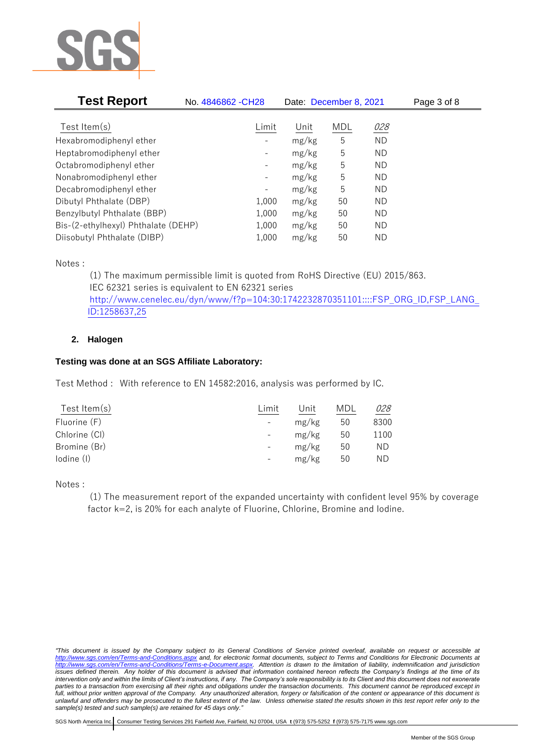| Test Item(s) | Limit | Unit | MDL | *028* |
|---|---|---|---|---|
| Hexabromodiphenyl ether | - | mg/kg | 5 | ND |
| Heptabromodiphenyl ether | - | mg/kg | 5 | ND |
| Octabromodiphenyl ether | - | mg/kg | 5 | ND |
| Nonabromodiphenyl ether | - | mg/kg | 5 | ND |
| Decabromodiphenyl ether | - | mg/kg | 5 | ND |
| Dibutyl Phthalate (DBP) | 1,000 | mg/kg | 50 | ND |
| Benzylbutyl Phthalate (BBP) | 1,000 | mg/kg | 50 | ND |
| Bis-(2-ethylhexyl) Phthalate (DEHP) | 1,000 | mg/kg | 50 | ND |
| Diisobutyl Phthalate (DIBP) | 1,000 | mg/kg | 50 | ND |

Notes :

(1) The maximum permissible limit is quoted from RoHS Directive (EU) 2015/863.
IEC 62321 series is equivalent to EN 62321 series
http://www.cenelec.eu/dyn/www/f?p=104:30:1742232870351101::::FSP_ORG_ID,FSP_LANG_ID:1258637,25

## 2. Halogen

**Testing was done at an SGS Affiliate Laboratory:**

Test Method : With reference to EN 14582:2016, analysis was performed by IC.

| Test Item(s) | Limit | Unit | MDL | *028* |
|---|---|---|---|---|
| Fluorine (F) | - | mg/kg | 50 | 8300 |
| Chlorine (Cl) | - | mg/kg | 50 | 1100 |
| Bromine (Br) | - | mg/kg | 50 | ND |
| Iodine (I) | - | mg/kg | 50 | ND |

Notes :

(1) The measurement report of the expanded uncertainty with confident level 95% by coverage factor k=2, is 20% for each analyte of Fluorine, Chlorine, Bromine and Iodine.

*"This document is issued by the Company subject to its General Conditions of Service printed overleaf, available on request or accessible at http://www.sgs.com/en/Terms-and-Conditions.aspx and, for electronic format documents, subject to Terms and Conditions for Electronic Documents at http://www.sgs.com/en/Terms-and-Conditions/Terms-e-Document.aspx. Attention is drawn to the limitation of liability, indemnification and jurisdiction issues defined therein. Any holder of this document is advised that information contained hereon reflects the Company's findings at the time of its intervention only and within the limits of Client's instructions, if any. The Company's sole responsibility is to its Client and this document does not exonerate parties to a transaction from exercising all their rights and obligations under the transaction documents. This document cannot be reproduced except in full, without prior written approval of the Company. Any unauthorized alteration, forgery or falsification of the content or appearance of this document is unlawful and offenders may be prosecuted to the fullest extent of the law. Unless otherwise stated the results shown in this test report refer only to the sample(s) tested and such sample(s) are retained for 45 days only."*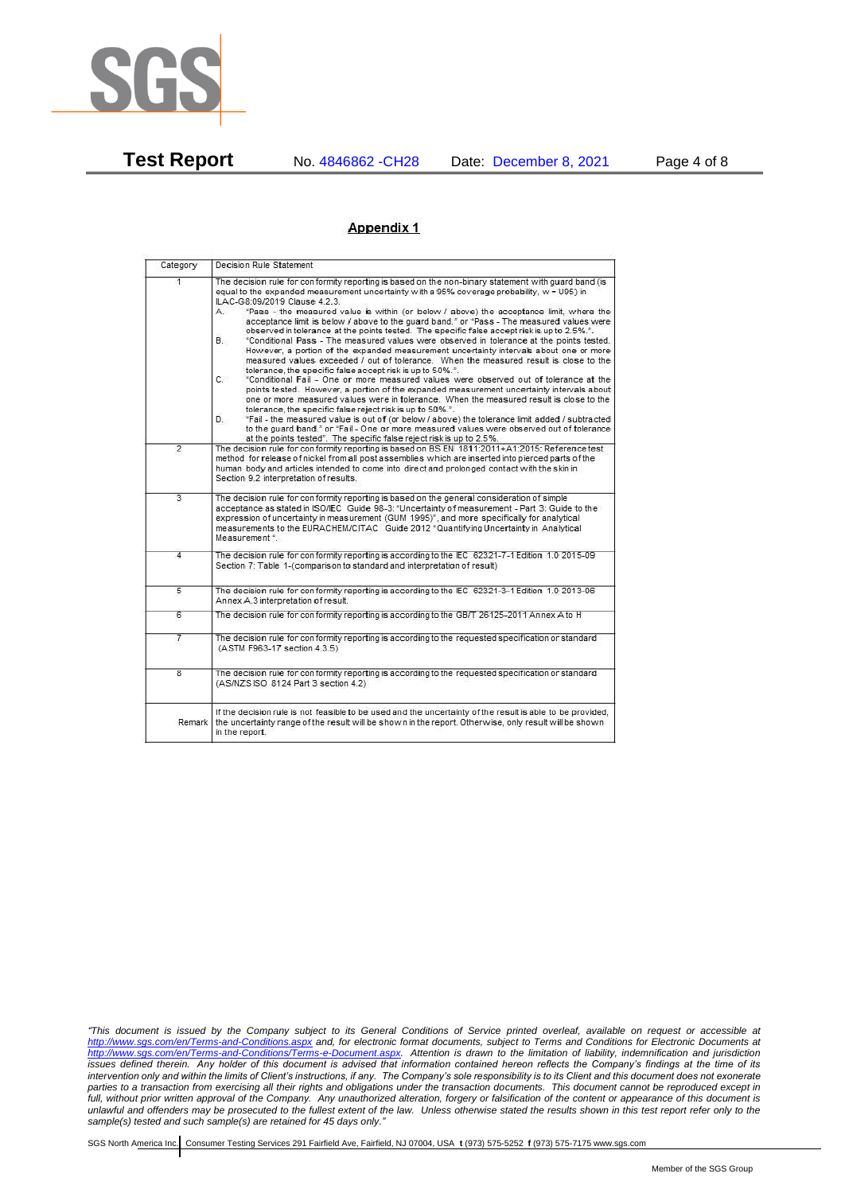## Appendix 1

| Category | Decision Rule Statement |
|---|---|
| 1 | The decision rule for conformity reporting is based on the non-binary statement with guard band (is equal to the expanded measurement uncertainty with a 95% coverage probability, w = U95) in ILAC-G8:09/2019 Clause 4.2.3.<br>A. "Pass - the measured value is within (or below / above) the acceptance limit, where the acceptance limit is below / above to the guard band." or "Pass - The measured values were observed in tolerance at the points tested. The specific false accept risk is up to 2.5%.".<br>B. "Conditional Pass - The measured values were observed in tolerance at the points tested. However, a portion of the expanded measurement uncertainty intervals about one or more measured values exceeded / out of tolerance. When the measured result is close to the tolerance, the specific false accept risk is up to 50%.".<br>C. "Conditional Fail - One or more measured values were observed out of tolerance at the points tested. However, a portion of the expanded measurement uncertainty intervals about one or more measured values were in tolerance. When the measured result is close to the tolerance, the specific false reject risk is up to 50%.".<br>D. "Fail - the measured value is out of (or below / above) the tolerance limit added / subtracted to the guard band." or "Fail - One or more measured values were observed out of tolerance at the points tested". The specific false reject risk is up to 2.5%. |
| 2 | The decision rule for conformity reporting is based on BS EN 1811:2011+A1:2015: Reference test method for release of nickel from all post assemblies which are inserted into pierced parts of the human body and articles intended to come into direct and prolonged contact with the skin in Section 9.2 interpretation of results. |
| 3 | The decision rule for conformity reporting is based on the general consideration of simple acceptance as stated in ISO/IEC Guide 98-3: "Uncertainty of measurement - Part 3: Guide to the expression of uncertainty in measurement (GUM 1995)", and more specifically for analytical measurements to the EURACHEM/CITAC Guide 2012 "Quantifying Uncertainty in Analytical Measurement ". |
| 4 | The decision rule for conformity reporting is according to the IEC 62321-7-1 Edition 1.0 2015-09 Section 7: Table 1-(comparison to standard and interpretation of result) |
| 5 | The decision rule for conformity reporting is according to the IEC 62321-3-1 Edition 1.0 2013-06 Annex A.3 interpretation of result. |
| 6 | The decision rule for conformity reporting is according to the GB/T 26125-2011 Annex A to H |
| 7 | The decision rule for conformity reporting is according to the requested specification or standard (ASTM F963-17 section 4.3.5) |
| 8 | The decision rule for conformity reporting is according to the requested specification or standard (AS/NZS ISO 8124 Part 3 section 4.2) |
| Remark | If the decision rule is not feasible to be used and the uncertainty of the result is able to be provided, the uncertainty range of the result will be shown in the report. Otherwise, only result will be shown in the report. |

*"This document is issued by the Company subject to its General Conditions of Service printed overleaf, available on request or accessible at http://www.sgs.com/en/Terms-and-Conditions.aspx and, for electronic format documents, subject to Terms and Conditions for Electronic Documents at http://www.sgs.com/en/Terms-and-Conditions/Terms-e-Document.aspx. Attention is drawn to the limitation of liability, indemnification and jurisdiction issues defined therein. Any holder of this document is advised that information contained hereon reflects the Company's findings at the time of its intervention only and within the limits of Client's instructions, if any. The Company's sole responsibility is to its Client and this document does not exonerate parties to a transaction from exercising all their rights and obligations under the transaction documents. This document cannot be reproduced except in full, without prior written approval of the Company. Any unauthorized alteration, forgery or falsification of the content or appearance of this document is unlawful and offenders may be prosecuted to the fullest extent of the law. Unless otherwise stated the results shown in this test report refer only to the sample(s) tested and such sample(s) are retained for 45 days only."*

SGS North America Inc. | Consumer Testing Services 291 Fairfield Ave, Fairfield, NJ 07004, USA **t** (973) 575-5252 **f** (973) 575-7175 www.sgs.com

Member of the SGS Group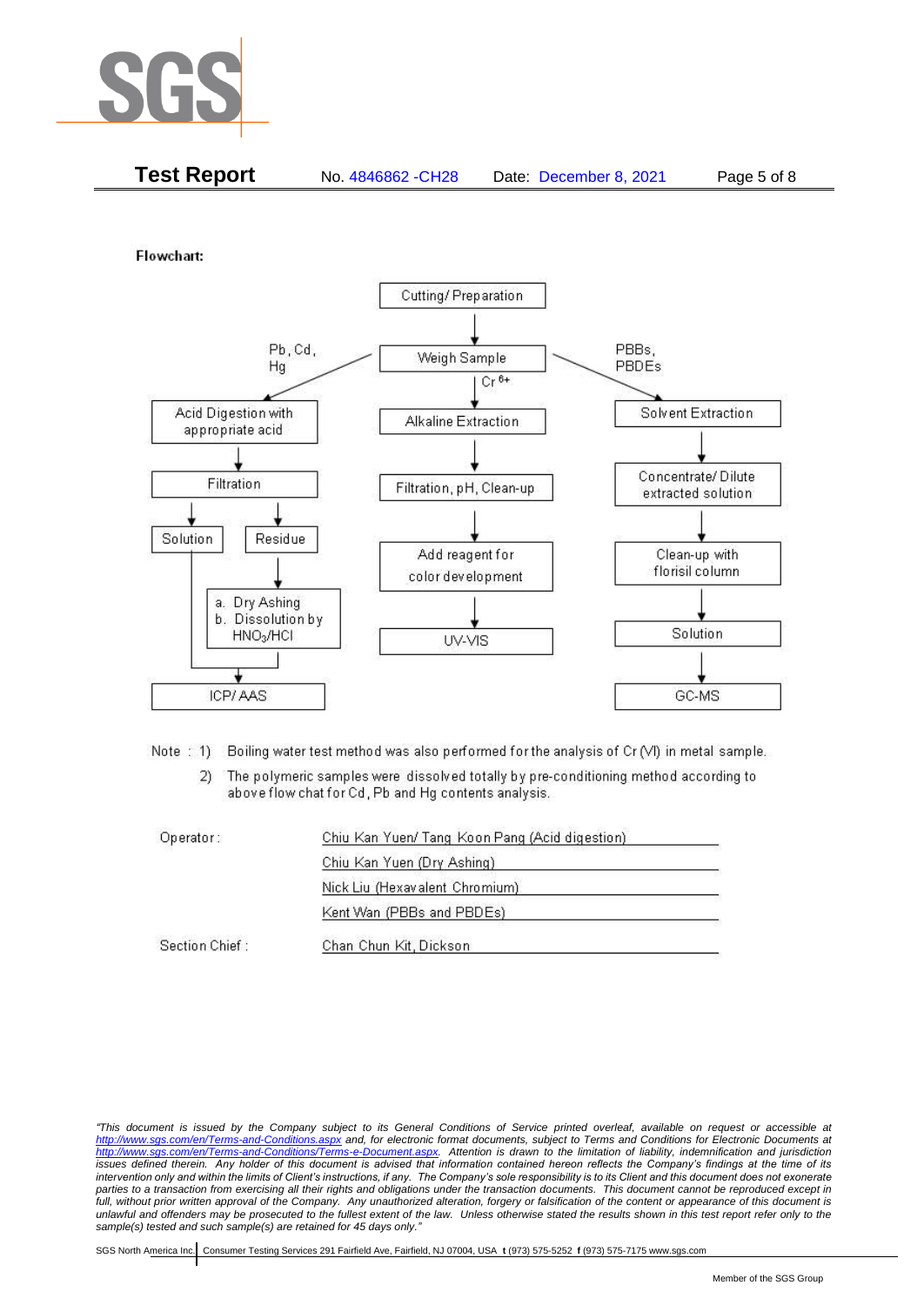**Flowchart:**

```
                              Cutting/ Preparation
                                       |
                                       v
        Pb, Cd, Hg  <-------------  Weigh Sample  ------------->  PBBs, PBDEs
             |                         | Cr 6+                         |
             v                         v                               v
  Acid Digestion with           Alkaline Extraction             Solvent Extraction
  appropriate acid                     |                               |
             |                         v                               v
             v                  Filtration, pH, Clean-up        Concentrate/ Dilute
        Filtration                     |                        extracted solution
        |        |                     v                               |
        v        v              Add reagent for                        v
   Solution   Residue           color development               Clean-up with
        |        |                     |                        florisil column
        |        v                     v                               |
        |   a. Dry Ashing            UV-VIS                            v
        |   b. Dissolution by                                       Solution
        |      HNO3/HCl                                                |
        |        |                                                     v
        v        v                                                   GC-MS
         ICP/ AAS
```

Note : 1) Boiling water test method was also performed for the analysis of Cr (VI) in metal sample.

2) The polymeric samples were dissolved totally by pre-conditioning method according to above flow chat for Cd, Pb and Hg contents analysis.

Operator: Chiu Kan Yuen/ Tang Koon Pang (Acid digestion)

Chiu Kan Yuen (Dry Ashing)

Nick Liu (Hexavalent Chromium)

Kent Wan (PBBs and PBDEs)

Section Chief : Chan Chun Kit, Dickson

*"This document is issued by the Company subject to its General Conditions of Service printed overleaf, available on request or accessible at http://www.sgs.com/en/Terms-and-Conditions.aspx and, for electronic format documents, subject to Terms and Conditions for Electronic Documents at http://www.sgs.com/en/Terms-and-Conditions/Terms-e-Document.aspx. Attention is drawn to the limitation of liability, indemnification and jurisdiction issues defined therein. Any holder of this document is advised that information contained hereon reflects the Company's findings at the time of its intervention only and within the limits of Client's instructions, if any. The Company's sole responsibility is to its Client and this document does not exonerate parties to a transaction from exercising all their rights and obligations under the transaction documents. This document cannot be reproduced except in full, without prior written approval of the Company. Any unauthorized alteration, forgery or falsification of the content or appearance of this document is unlawful and offenders may be prosecuted to the fullest extent of the law. Unless otherwise stated the results shown in this test report refer only to the sample(s) tested and such sample(s) are retained for 45 days only."*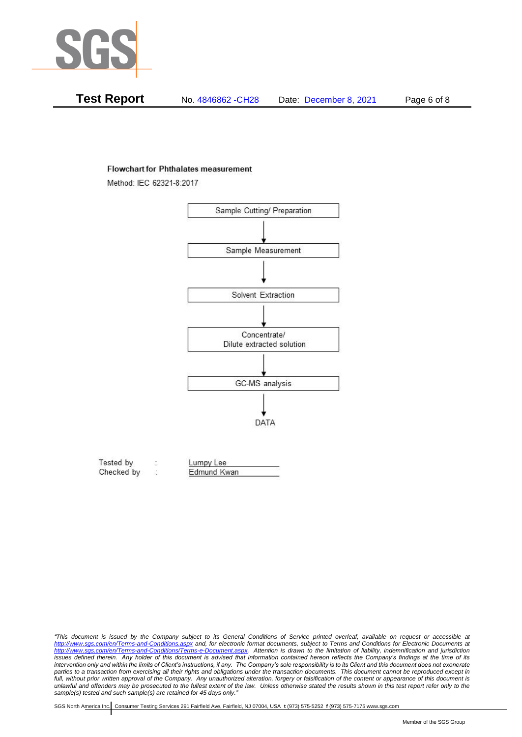**Flowchart for Phthalates measurement**

Method: IEC 62321-8:2017

Sample Cutting/ Preparation

↓

Sample Measurement

↓

Solvent Extraction

↓

Concentrate/
Dilute extracted solution

↓

GC-MS analysis

↓

DATA

| | | |
|---|---|---|
| Tested by | : | Lumpy Lee |
| Checked by | : | Edmund Kwan |

*"This document is issued by the Company subject to its General Conditions of Service printed overleaf, available on request or accessible at http://www.sgs.com/en/Terms-and-Conditions.aspx and, for electronic format documents, subject to Terms and Conditions for Electronic Documents at http://www.sgs.com/en/Terms-and-Conditions/Terms-e-Document.aspx. Attention is drawn to the limitation of liability, indemnification and jurisdiction issues defined therein. Any holder of this document is advised that information contained hereon reflects the Company's findings at the time of its intervention only and within the limits of Client's instructions, if any. The Company's sole responsibility is to its Client and this document does not exonerate parties to a transaction from exercising all their rights and obligations under the transaction documents. This document cannot be reproduced except in full, without prior written approval of the Company. Any unauthorized alteration, forgery or falsification of the content or appearance of this document is unlawful and offenders may be prosecuted to the fullest extent of the law. Unless otherwise stated the results shown in this test report refer only to the sample(s) tested and such sample(s) are retained for 45 days only."*

SGS North America Inc. | Consumer Testing Services 291 Fairfield Ave, Fairfield, NJ 07004, USA **t** (973) 575-5252 **f** (973) 575-7175 www.sgs.com

Member of the SGS Group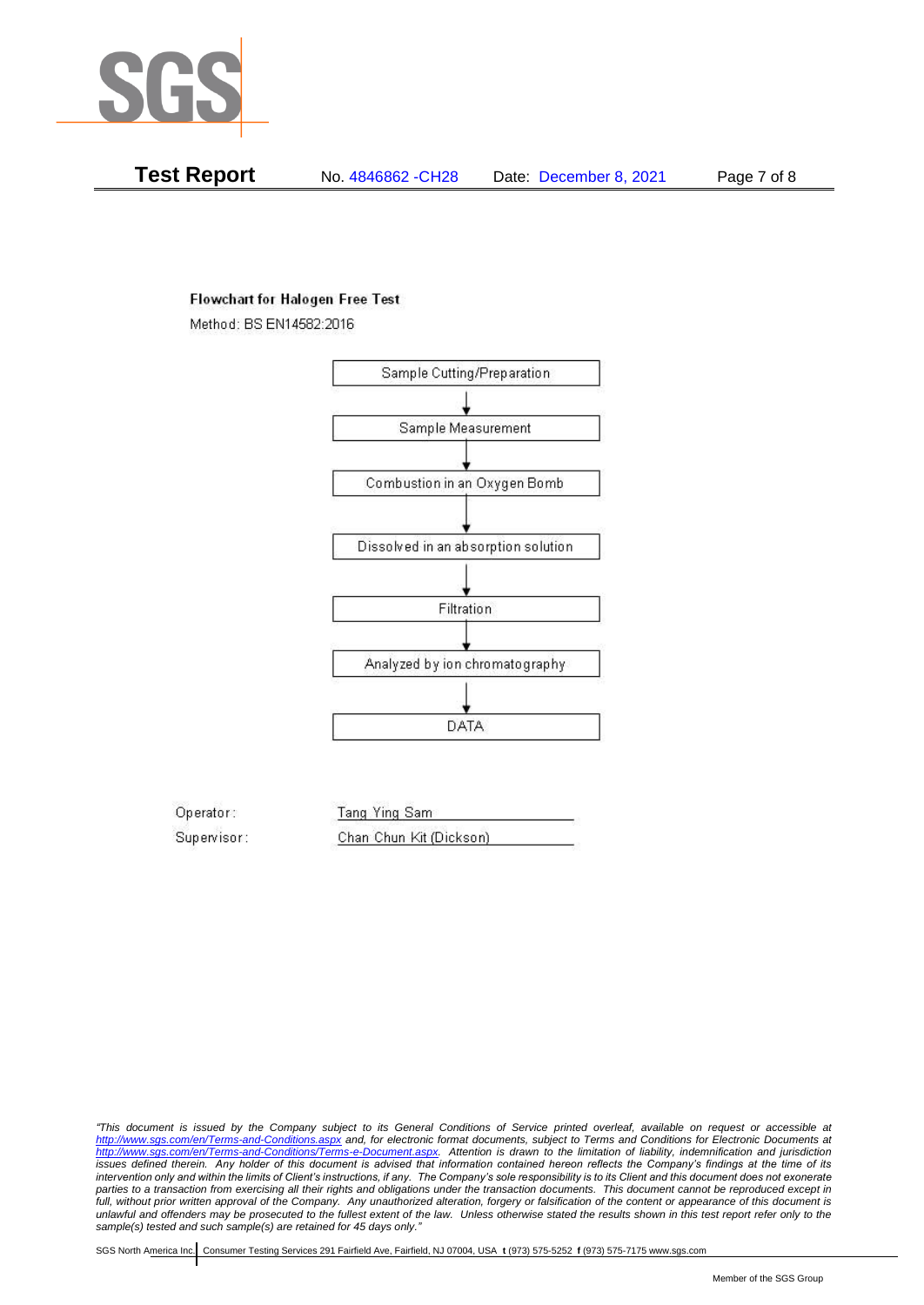**Flowchart for Halogen Free Test**

Method: BS EN14582:2016

Sample Cutting/Preparation

↓

Sample Measurement

↓

Combustion in an Oxygen Bomb

↓

Dissolved in an absorption solution

↓

Filtration

↓

Analyzed by ion chromatography

↓

DATA

Operator: Tang Ying Sam

Supervisor: Chan Chun Kit (Dickson)

*"This document is issued by the Company subject to its General Conditions of Service printed overleaf, available on request or accessible at http://www.sgs.com/en/Terms-and-Conditions.aspx and, for electronic format documents, subject to Terms and Conditions for Electronic Documents at http://www.sgs.com/en/Terms-and-Conditions/Terms-e-Document.aspx. Attention is drawn to the limitation of liability, indemnification and jurisdiction issues defined therein. Any holder of this document is advised that information contained hereon reflects the Company's findings at the time of its intervention only and within the limits of Client's instructions, if any. The Company's sole responsibility is to its Client and this document does not exonerate parties to a transaction from exercising all their rights and obligations under the transaction documents. This document cannot be reproduced except in full, without prior written approval of the Company. Any unauthorized alteration, forgery or falsification of the content or appearance of this document is unlawful and offenders may be prosecuted to the fullest extent of the law. Unless otherwise stated the results shown in this test report refer only to the sample(s) tested and such sample(s) are retained for 45 days only."*

SGS North America Inc. | Consumer Testing Services 291 Fairfield Ave, Fairfield, NJ 07004, USA **t** (973) 575-5252 **f** (973) 575-7175 www.sgs.com

Member of the SGS Group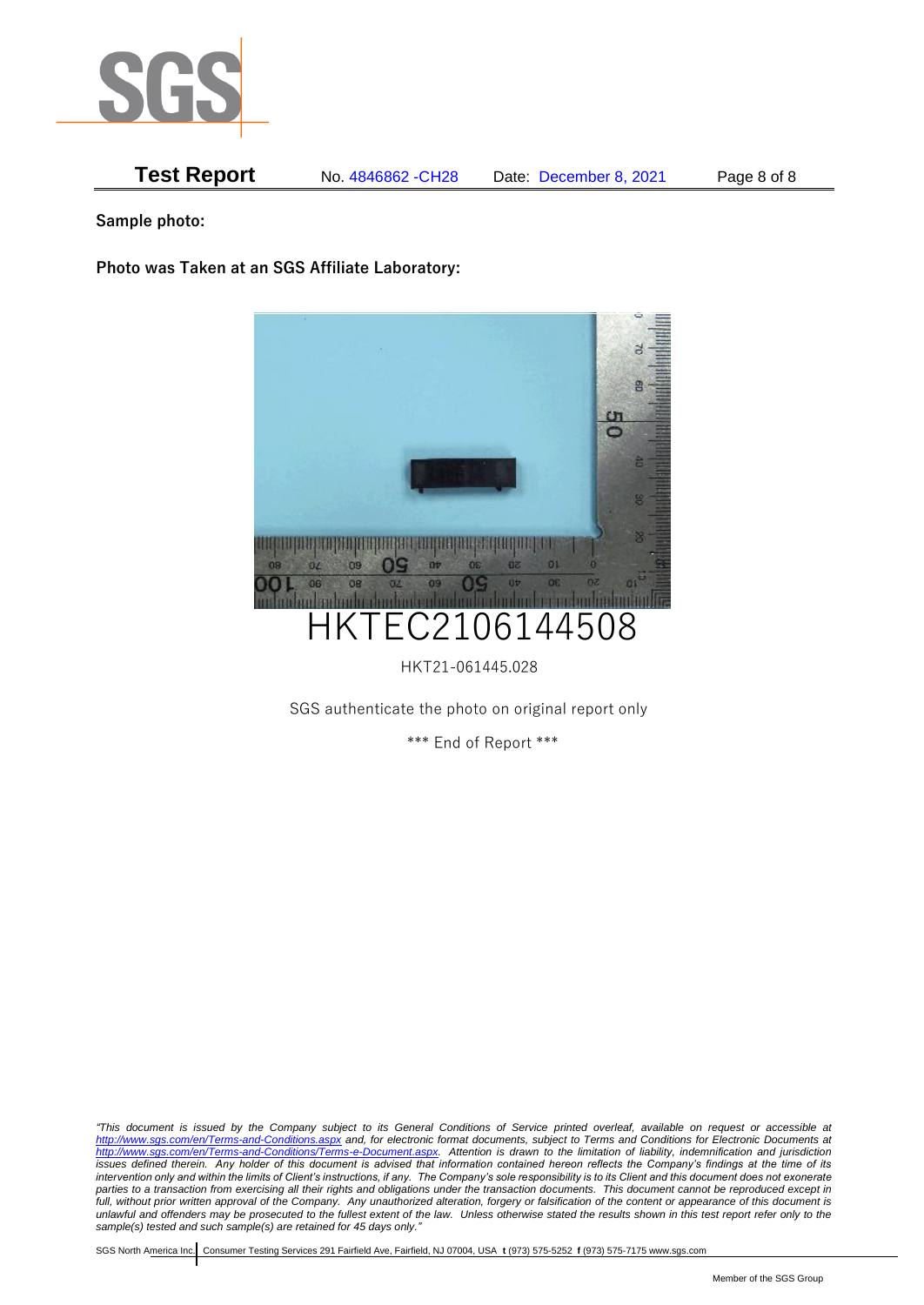**Sample photo:**

**Photo was Taken at an SGS Affiliate Laboratory:**

HKTEC2106144508

HKT21-061445.028

SGS authenticate the photo on original report only

\*\*\* End of Report \*\*\*

*"This document is issued by the Company subject to its General Conditions of Service printed overleaf, available on request or accessible at http://www.sgs.com/en/Terms-and-Conditions.aspx and, for electronic format documents, subject to Terms and Conditions for Electronic Documents at http://www.sgs.com/en/Terms-and-Conditions/Terms-e-Document.aspx. Attention is drawn to the limitation of liability, indemnification and jurisdiction issues defined therein. Any holder of this document is advised that information contained hereon reflects the Company's findings at the time of its intervention only and within the limits of Client's instructions, if any. The Company's sole responsibility is to its Client and this document does not exonerate parties to a transaction from exercising all their rights and obligations under the transaction documents. This document cannot be reproduced except in full, without prior written approval of the Company. Any unauthorized alteration, forgery or falsification of the content or appearance of this document is unlawful and offenders may be prosecuted to the fullest extent of the law. Unless otherwise stated the results shown in this test report refer only to the sample(s) tested and such sample(s) are retained for 45 days only."*

SGS North America Inc. | Consumer Testing Services 291 Fairfield Ave, Fairfield, NJ 07004, USA **t** (973) 575-5252 **f** (973) 575-7175 www.sgs.com

Member of the SGS Group